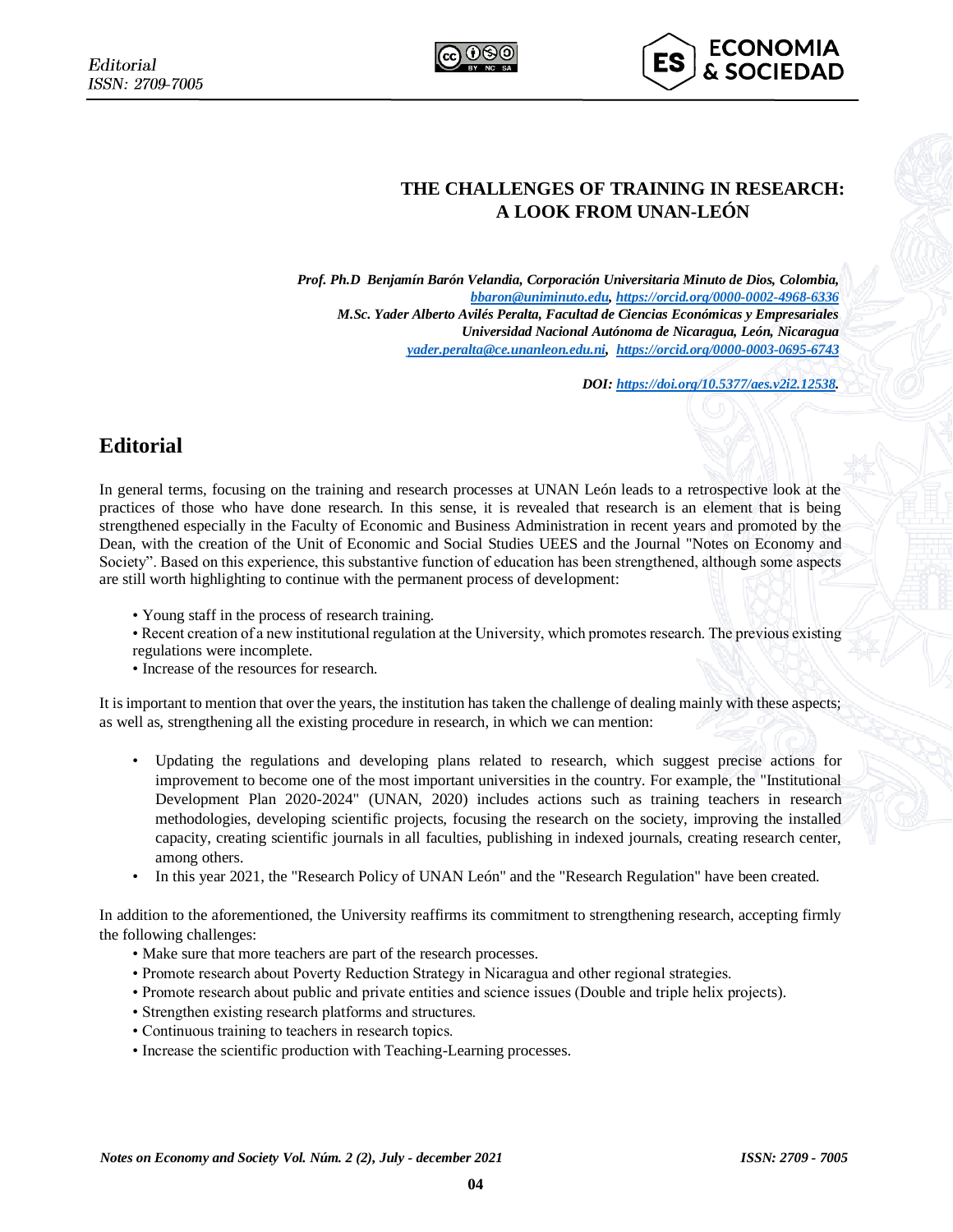# THE CHALLENGES OF TRAINING IN RESEARCH: A LOOK FROM UNAN-LEÓN

*Prof. Ph.D Benjamín Barón Velandia, Corporación Universitaria Minuto de Dios, Colombia,*
*bbaron@uniminuto.edu, https://orcid.org/0000-0002-4968-6336*
*M.Sc. Yader Alberto Avilés Peralta, Facultad de Ciencias Económicas y Empresariales*
*Universidad Nacional Autónoma de Nicaragua, León, Nicaragua*
*yader.peralta@ce.unanleon.edu.ni, https://orcid.org/0000-0003-0695-6743*

*DOI: https://doi.org/10.5377/aes.v2i2.12538.*

## Editorial

In general terms, focusing on the training and research processes at UNAN León leads to a retrospective look at the practices of those who have done research. In this sense, it is revealed that research is an element that is being strengthened especially in the Faculty of Economic and Business Administration in recent years and promoted by the Dean, with the creation of the Unit of Economic and Social Studies UEES and the Journal "Notes on Economy and Society". Based on this experience, this substantive function of education has been strengthened, although some aspects are still worth highlighting to continue with the permanent process of development:

- Young staff in the process of research training.
- Recent creation of a new institutional regulation at the University, which promotes research. The previous existing regulations were incomplete.
- Increase of the resources for research.

It is important to mention that over the years, the institution has taken the challenge of dealing mainly with these aspects; as well as, strengthening all the existing procedure in research, in which we can mention:

- Updating the regulations and developing plans related to research, which suggest precise actions for improvement to become one of the most important universities in the country. For example, the "Institutional Development Plan 2020-2024" (UNAN, 2020) includes actions such as training teachers in research methodologies, developing scientific projects, focusing the research on the society, improving the installed capacity, creating scientific journals in all faculties, publishing in indexed journals, creating research center, among others.
- In this year 2021, the "Research Policy of UNAN León" and the "Research Regulation" have been created.

In addition to the aforementioned, the University reaffirms its commitment to strengthening research, accepting firmly the following challenges:

- Make sure that more teachers are part of the research processes.
- Promote research about Poverty Reduction Strategy in Nicaragua and other regional strategies.
- Promote research about public and private entities and science issues (Double and triple helix projects).
- Strengthen existing research platforms and structures.
- Continuous training to teachers in research topics.
- Increase the scientific production with Teaching-Learning processes.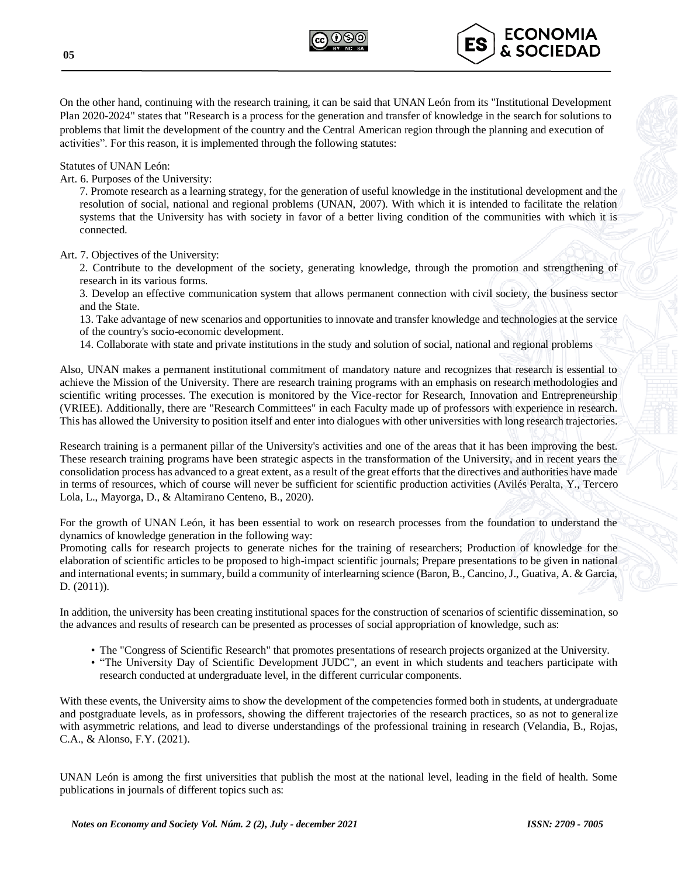On the other hand, continuing with the research training, it can be said that UNAN León from its "Institutional Development Plan 2020-2024" states that "Research is a process for the generation and transfer of knowledge in the search for solutions to problems that limit the development of the country and the Central American region through the planning and execution of activities". For this reason, it is implemented through the following statutes:

Statutes of UNAN León:

Art. 6. Purposes of the University:

7. Promote research as a learning strategy, for the generation of useful knowledge in the institutional development and the resolution of social, national and regional problems (UNAN, 2007). With which it is intended to facilitate the relation systems that the University has with society in favor of a better living condition of the communities with which it is connected.

Art. 7. Objectives of the University:

2. Contribute to the development of the society, generating knowledge, through the promotion and strengthening of research in its various forms.
3. Develop an effective communication system that allows permanent connection with civil society, the business sector and the State.
13. Take advantage of new scenarios and opportunities to innovate and transfer knowledge and technologies at the service of the country's socio-economic development.
14. Collaborate with state and private institutions in the study and solution of social, national and regional problems

Also, UNAN makes a permanent institutional commitment of mandatory nature and recognizes that research is essential to achieve the Mission of the University. There are research training programs with an emphasis on research methodologies and scientific writing processes. The execution is monitored by the Vice-rector for Research, Innovation and Entrepreneurship (VRIEE). Additionally, there are "Research Committees" in each Faculty made up of professors with experience in research. This has allowed the University to position itself and enter into dialogues with other universities with long research trajectories.

Research training is a permanent pillar of the University's activities and one of the areas that it has been improving the best. These research training programs have been strategic aspects in the transformation of the University, and in recent years the consolidation process has advanced to a great extent, as a result of the great efforts that the directives and authorities have made in terms of resources, which of course will never be sufficient for scientific production activities (Avilés Peralta, Y., Tercero Lola, L., Mayorga, D., & Altamirano Centeno, B., 2020).

For the growth of UNAN León, it has been essential to work on research processes from the foundation to understand the dynamics of knowledge generation in the following way:
Promoting calls for research projects to generate niches for the training of researchers; Production of knowledge for the elaboration of scientific articles to be proposed to high-impact scientific journals; Prepare presentations to be given in national and international events; in summary, build a community of interlearning science (Baron, B., Cancino, J., Guativa, A. & Garcia, D. (2011)).

In addition, the university has been creating institutional spaces for the construction of scenarios of scientific dissemination, so the advances and results of research can be presented as processes of social appropriation of knowledge, such as:

- The "Congress of Scientific Research" that promotes presentations of research projects organized at the University.
- "The University Day of Scientific Development JUDC", an event in which students and teachers participate with research conducted at undergraduate level, in the different curricular components.

With these events, the University aims to show the development of the competencies formed both in students, at undergraduate and postgraduate levels, as in professors, showing the different trajectories of the research practices, so as not to generalize with asymmetric relations, and lead to diverse understandings of the professional training in research (Velandia, B., Rojas, C.A., & Alonso, F.Y. (2021).

UNAN León is among the first universities that publish the most at the national level, leading in the field of health. Some publications in journals of different topics such as: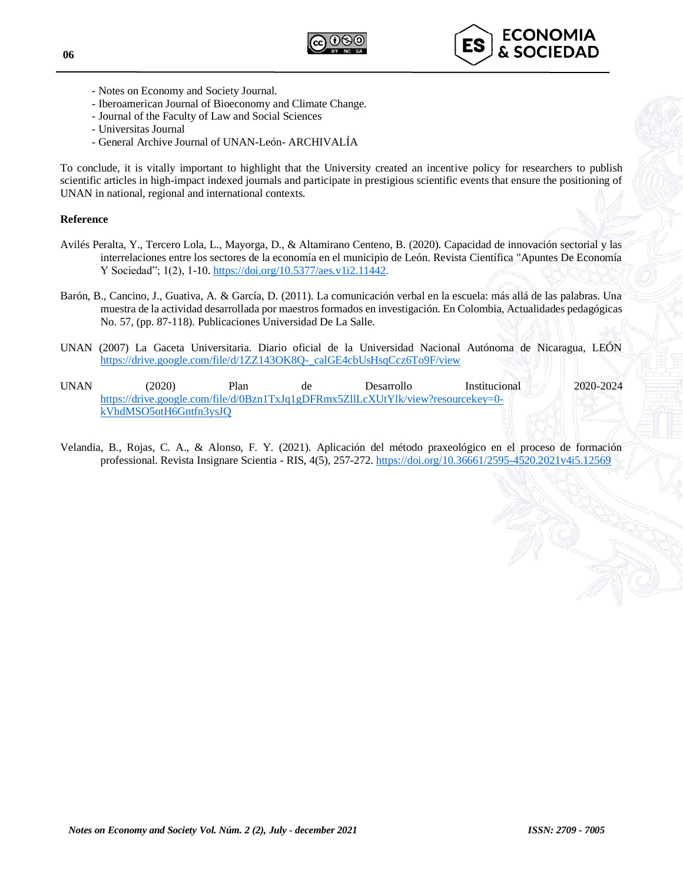- Notes on Economy and Society Journal.
- Iberoamerican Journal of Bioeconomy and Climate Change.
- Journal of the Faculty of Law and Social Sciences
- Universitas Journal
- General Archive Journal of UNAN-León- ARCHIVALÍA

To conclude, it is vitally important to highlight that the University created an incentive policy for researchers to publish scientific articles in high-impact indexed journals and participate in prestigious scientific events that ensure the positioning of UNAN in national, regional and international contexts.

**Reference**

Avilés Peralta, Y., Tercero Lola, L., Mayorga, D., & Altamirano Centeno, B. (2020). Capacidad de innovación sectorial y las interrelaciones entre los sectores de la economía en el municipio de León. Revista Científica "Apuntes De Economía Y Sociedad"; 1(2), 1-10. https://doi.org/10.5377/aes.v1i2.11442.

Barón, B., Cancino, J., Guativa, A. & García, D. (2011). La comunicación verbal en la escuela: más allá de las palabras. Una muestra de la actividad desarrollada por maestros formados en investigación. En Colombia, Actualidades pedagógicas No. 57, (pp. 87-118). Publicaciones Universidad De La Salle.

UNAN (2007) La Gaceta Universitaria. Diario oficial de la Universidad Nacional Autónoma de Nicaragua, LEÓN https://drive.google.com/file/d/1ZZ143OK8Q-_calGE4cbUsHsqCcz6To9F/view

UNAN (2020) Plan de Desarrollo Institucional 2020-2024 https://drive.google.com/file/d/0Bzn1TxJq1gDFRmx5ZllLcXUtYlk/view?resourcekey=0-kVhdMSO5otH6Gntfn3ysJQ

Velandia, B., Rojas, C. A., & Alonso, F. Y. (2021). Aplicación del método praxeológico en el proceso de formación professional. Revista Insignare Scientia - RIS, 4(5), 257-272. https://doi.org/10.36661/2595-4520.2021v4i5.12569